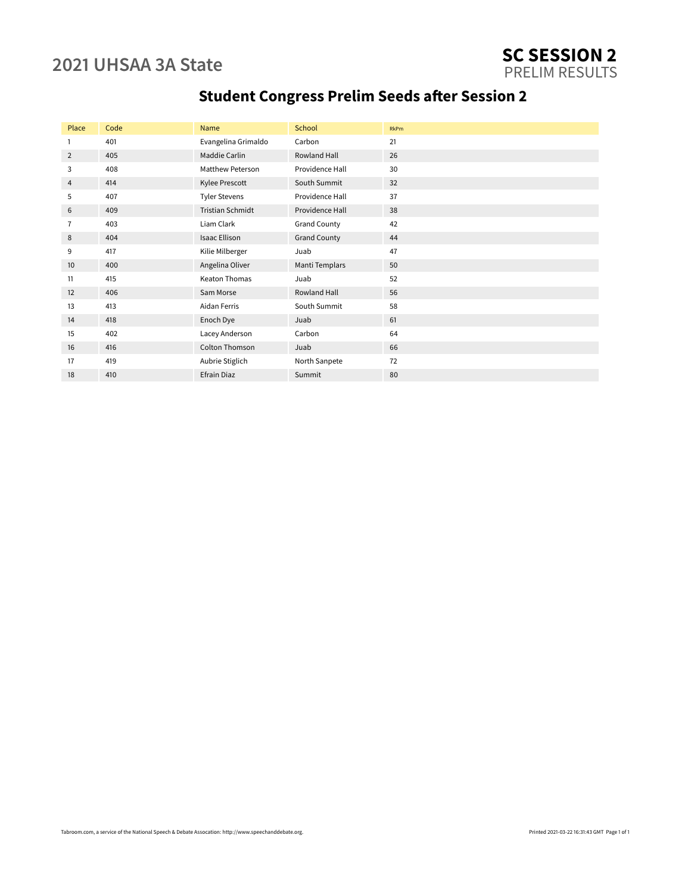# 2021 UHSAA 3A State

## SC SESSION 2
PRELIM RESULTS

## Student Congress Prelim Seeds after Session 2

| Place | Code | Name | School | RkPm |
|---|---|---|---|---|
| 1 | 401 | Evangelina Grimaldo | Carbon | 21 |
| 2 | 405 | Maddie Carlin | Rowland Hall | 26 |
| 3 | 408 | Matthew Peterson | Providence Hall | 30 |
| 4 | 414 | Kylee Prescott | South Summit | 32 |
| 5 | 407 | Tyler Stevens | Providence Hall | 37 |
| 6 | 409 | Tristian Schmidt | Providence Hall | 38 |
| 7 | 403 | Liam Clark | Grand County | 42 |
| 8 | 404 | Isaac Ellison | Grand County | 44 |
| 9 | 417 | Kilie Milberger | Juab | 47 |
| 10 | 400 | Angelina Oliver | Manti Templars | 50 |
| 11 | 415 | Keaton Thomas | Juab | 52 |
| 12 | 406 | Sam Morse | Rowland Hall | 56 |
| 13 | 413 | Aidan Ferris | South Summit | 58 |
| 14 | 418 | Enoch Dye | Juab | 61 |
| 15 | 402 | Lacey Anderson | Carbon | 64 |
| 16 | 416 | Colton Thomson | Juab | 66 |
| 17 | 419 | Aubrie Stiglich | North Sanpete | 72 |
| 18 | 410 | Efrain Diaz | Summit | 80 |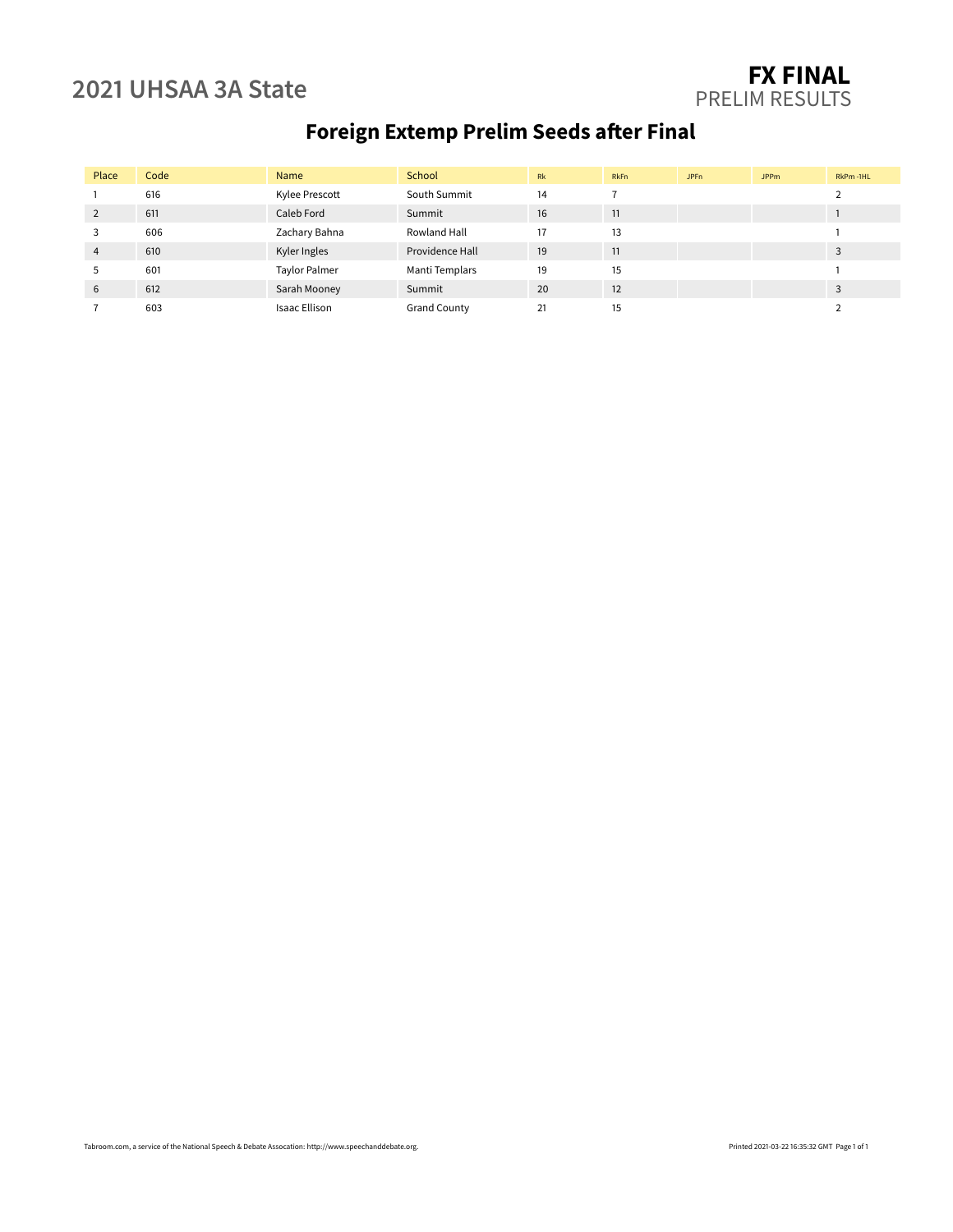# 2021 UHSAA 3A State

## FX FINAL
PRELIM RESULTS

## Foreign Extemp Prelim Seeds after Final

| Place | Code | Name | School | Rk | RkFn | JPFn | JPPm | RkPm -1HL |
|---|---|---|---|---|---|---|---|---|
| 1 | 616 | Kylee Prescott | South Summit | 14 | 7 | | | 2 |
| 2 | 611 | Caleb Ford | Summit | 16 | 11 | | | 1 |
| 3 | 606 | Zachary Bahna | Rowland Hall | 17 | 13 | | | 1 |
| 4 | 610 | Kyler Ingles | Providence Hall | 19 | 11 | | | 3 |
| 5 | 601 | Taylor Palmer | Manti Templars | 19 | 15 | | | 1 |
| 6 | 612 | Sarah Mooney | Summit | 20 | 12 | | | 3 |
| 7 | 603 | Isaac Ellison | Grand County | 21 | 15 | | | 2 |

Tabroom.com, a service of the National Speech & Debate Assocation: http://www.speechanddebate.org.

Printed 2021-03-22 16:35:32 GMT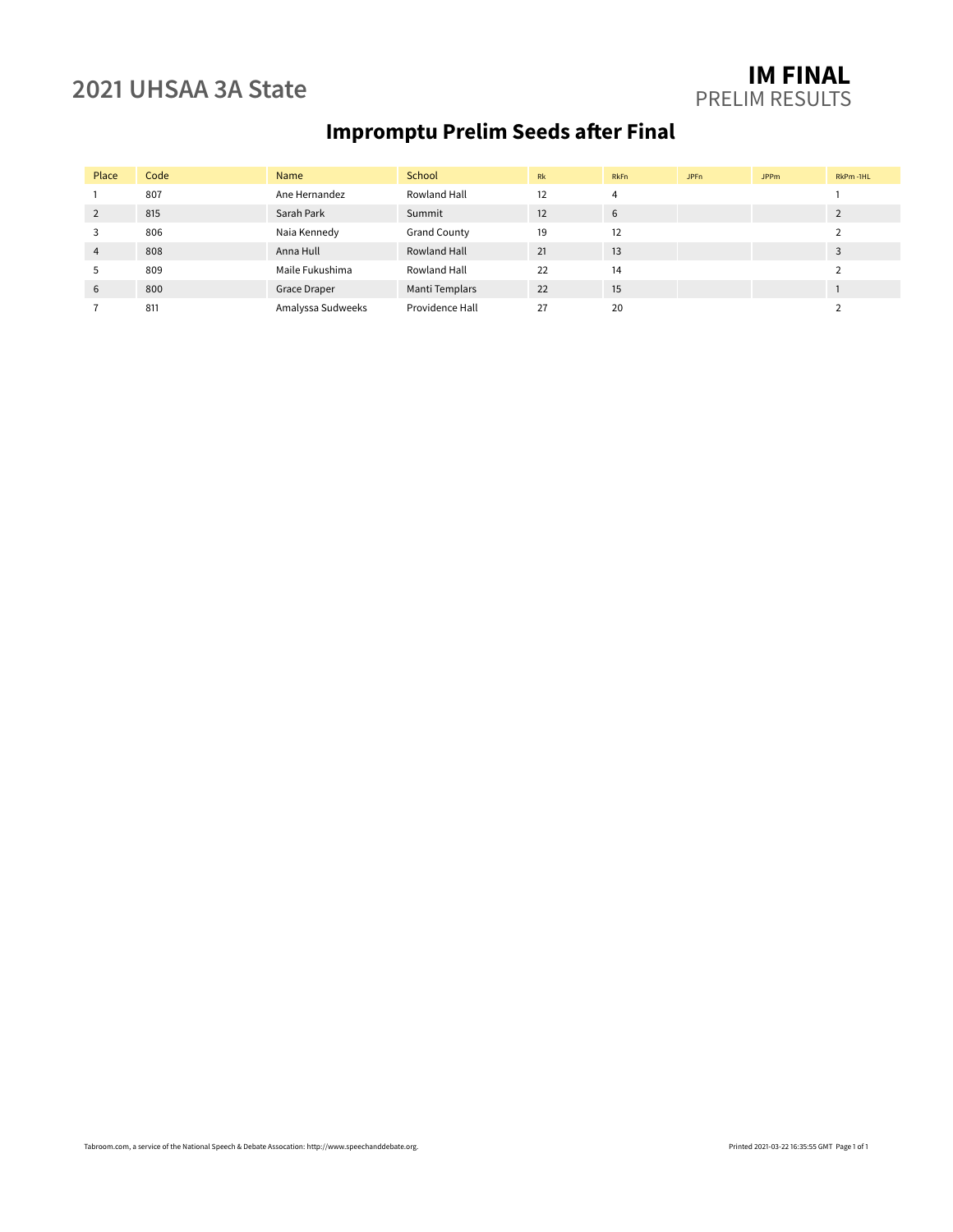# 2021 UHSAA 3A State

## IM FINAL

PRELIM RESULTS

## Impromptu Prelim Seeds after Final

| Place | Code | Name | School | Rk | RkFn | JPFn | JPPm | RkPm -1HL |
|---|---|---|---|---|---|---|---|---|
| 1 | 807 | Ane Hernandez | Rowland Hall | 12 | 4 | | | 1 |
| 2 | 815 | Sarah Park | Summit | 12 | 6 | | | 2 |
| 3 | 806 | Naia Kennedy | Grand County | 19 | 12 | | | 2 |
| 4 | 808 | Anna Hull | Rowland Hall | 21 | 13 | | | 3 |
| 5 | 809 | Maile Fukushima | Rowland Hall | 22 | 14 | | | 2 |
| 6 | 800 | Grace Draper | Manti Templars | 22 | 15 | | | 1 |
| 7 | 811 | Amalyssa Sudweeks | Providence Hall | 27 | 20 | | | 2 |

Tabroom.com, a service of the National Speech & Debate Assocation: http://www.speechanddebate.org.

Printed 2021-03-22 16:35:55 GMT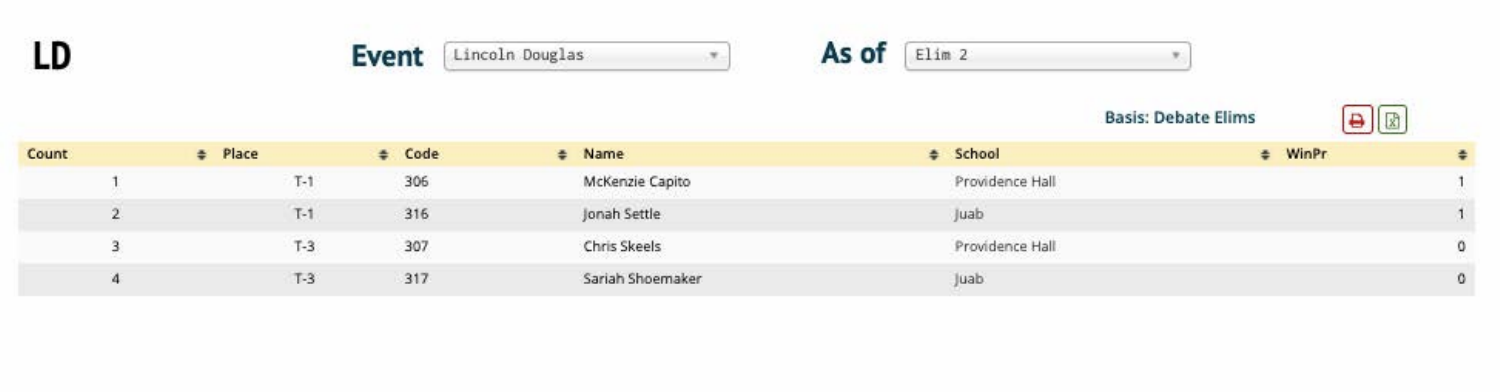# LD

**Event** Lincoln Douglas **As of** Elim 2

**Basis: Debate Elims**

| Count | Place | Code | Name | School | WinPr |
|---|---|---|---|---|---|
| 1 | T-1 | 306 | McKenzie Capito | Providence Hall | 1 |
| 2 | T-1 | 316 | Jonah Settle | Juab | 1 |
| 3 | T-3 | 307 | Chris Skeels | Providence Hall | 0 |
| 4 | T-3 | 317 | Sariah Shoemaker | Juab | 0 |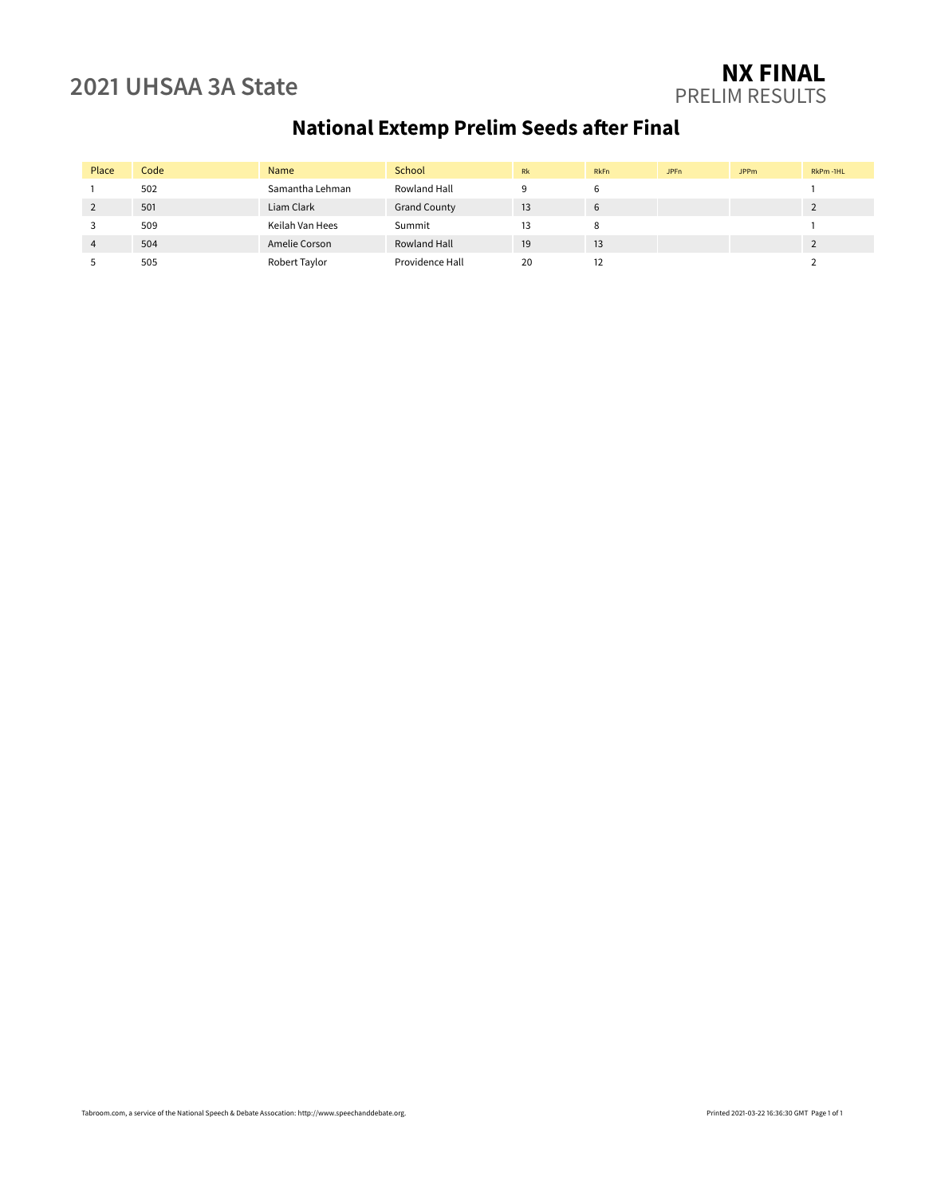# 2021 UHSAA 3A State

**NX FINAL**
PRELIM RESULTS

## National Extemp Prelim Seeds after Final

| Place | Code | Name | School | Rk | RkFn | JPFn | JPPm | RkPm -1HL |
|---|---|---|---|---|---|---|---|---|
| 1 | 502 | Samantha Lehman | Rowland Hall | 9 | 6 | | | 1 |
| 2 | 501 | Liam Clark | Grand County | 13 | 6 | | | 2 |
| 3 | 509 | Keilah Van Hees | Summit | 13 | 8 | | | 1 |
| 4 | 504 | Amelie Corson | Rowland Hall | 19 | 13 | | | 2 |
| 5 | 505 | Robert Taylor | Providence Hall | 20 | 12 | | | 2 |

Tabroom.com, a service of the National Speech & Debate Assocation: http://www.speechanddebate.org.

Printed 2021-03-22 16:36:30 GMT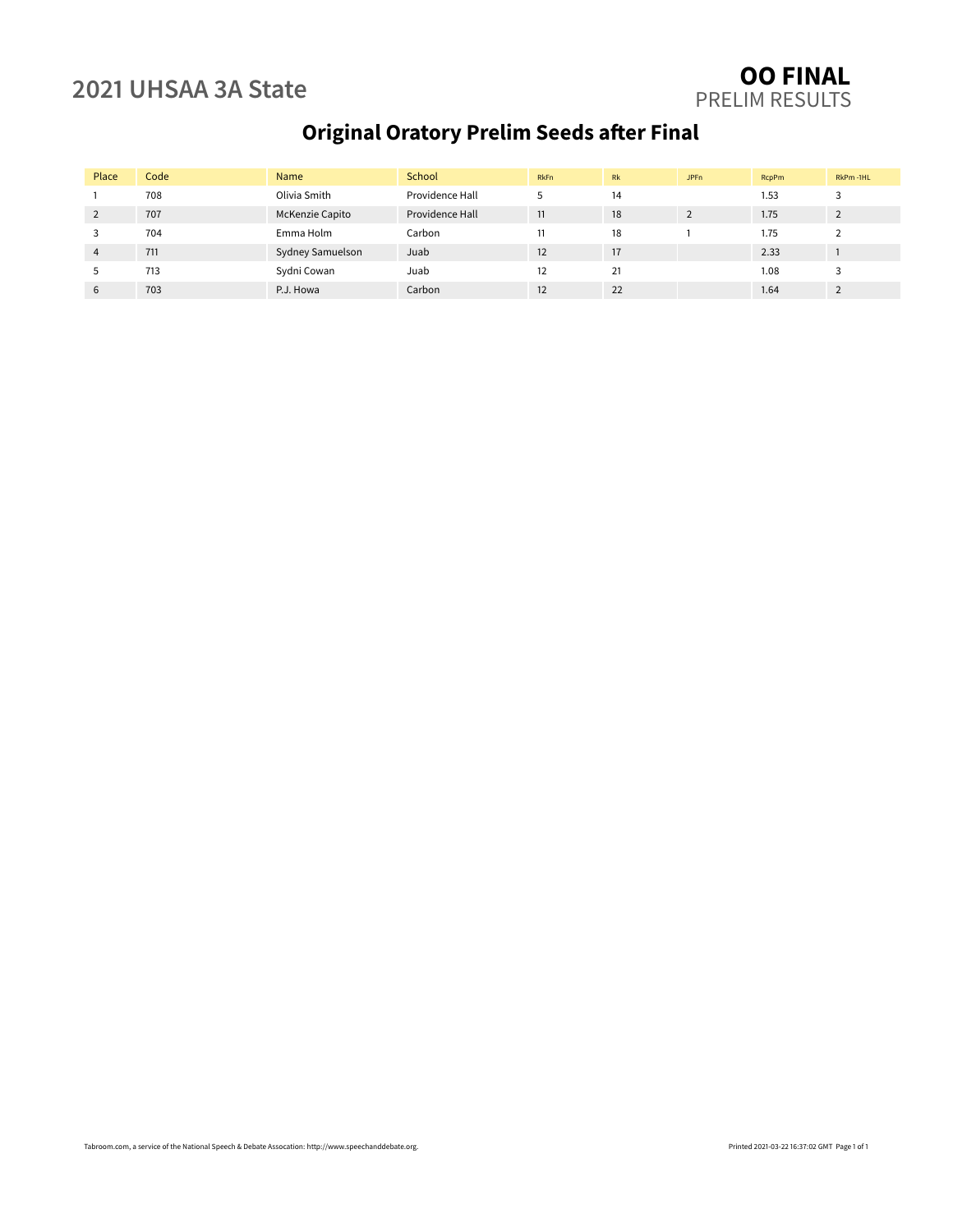2021 UHSAA 3A State

**OO FINAL**
PRELIM RESULTS

## Original Oratory Prelim Seeds after Final

| Place | Code | Name | School | RkFn | Rk | JPFn | RcpPm | RkPm -1HL |
|---|---|---|---|---|---|---|---|---|
| 1 | 708 | Olivia Smith | Providence Hall | 5 | 14 | | 1.53 | 3 |
| 2 | 707 | McKenzie Capito | Providence Hall | 11 | 18 | 2 | 1.75 | 2 |
| 3 | 704 | Emma Holm | Carbon | 11 | 18 | 1 | 1.75 | 2 |
| 4 | 711 | Sydney Samuelson | Juab | 12 | 17 | | 2.33 | 1 |
| 5 | 713 | Sydni Cowan | Juab | 12 | 21 | | 1.08 | 3 |
| 6 | 703 | P.J. Howa | Carbon | 12 | 22 | | 1.64 | 2 |

Tabroom.com, a service of the National Speech & Debate Assocation: http://www.speechanddebate.org.

Printed 2021-03-22 16:37:02 GMT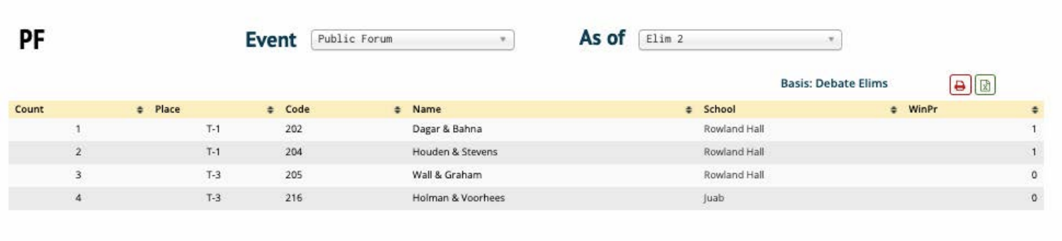# PF

**Event** Public Forum **As of** Elim 2

**Basis: Debate Elims**

| Count | Place | Code | Name | School | WinPr |
|---|---|---|---|---|---|
| 1 | T-1 | 202 | Dagar & Bahna | Rowland Hall | 1 |
| 2 | T-1 | 204 | Houden & Stevens | Rowland Hall | 1 |
| 3 | T-3 | 205 | Wall & Graham | Rowland Hall | 0 |
| 4 | T-3 | 216 | Holman & Voorhees | Juab | 0 |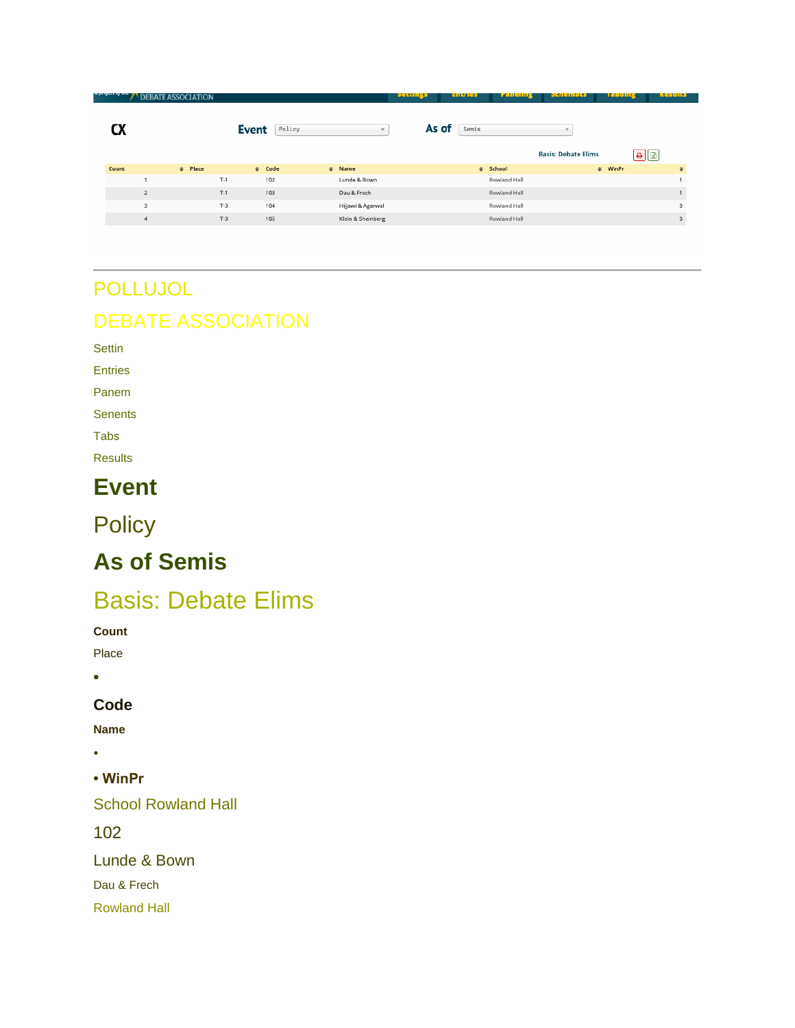DEBATE ASSOCIATION

Settings Entries Paneling Schematics Tabbing Results

**CX**

**Event** Policy

**As of** Semis

Basis: Debate Elims

| Count | Place | Code | Name | School | WinPr |
|---|---|---|---|---|---|
| 1 | T-1 | 102 | Lunde & Bown | Rowland Hall | 1 |
| 2 | T-1 | 103 | Dau & Frech | Rowland Hall | 1 |
| 3 | T-3 | 104 | Hijjawi & Agarwal | Rowland Hall | 0 |
| 4 | T-3 | 105 | Klein & Sheinberg | Rowland Hall | 0 |

---

POLLUJOL

DEBATE ASSOCIATION

Settin

Entries

Panem

Senents

Tabs

Results

# Event

Policy

# As of Semis

## Basis: Debate Elims

**Count**

Place

- 

**Code**

**Name**

- 
- **WinPr**

School Rowland Hall

102

Lunde & Bown

Dau & Frech

Rowland Hall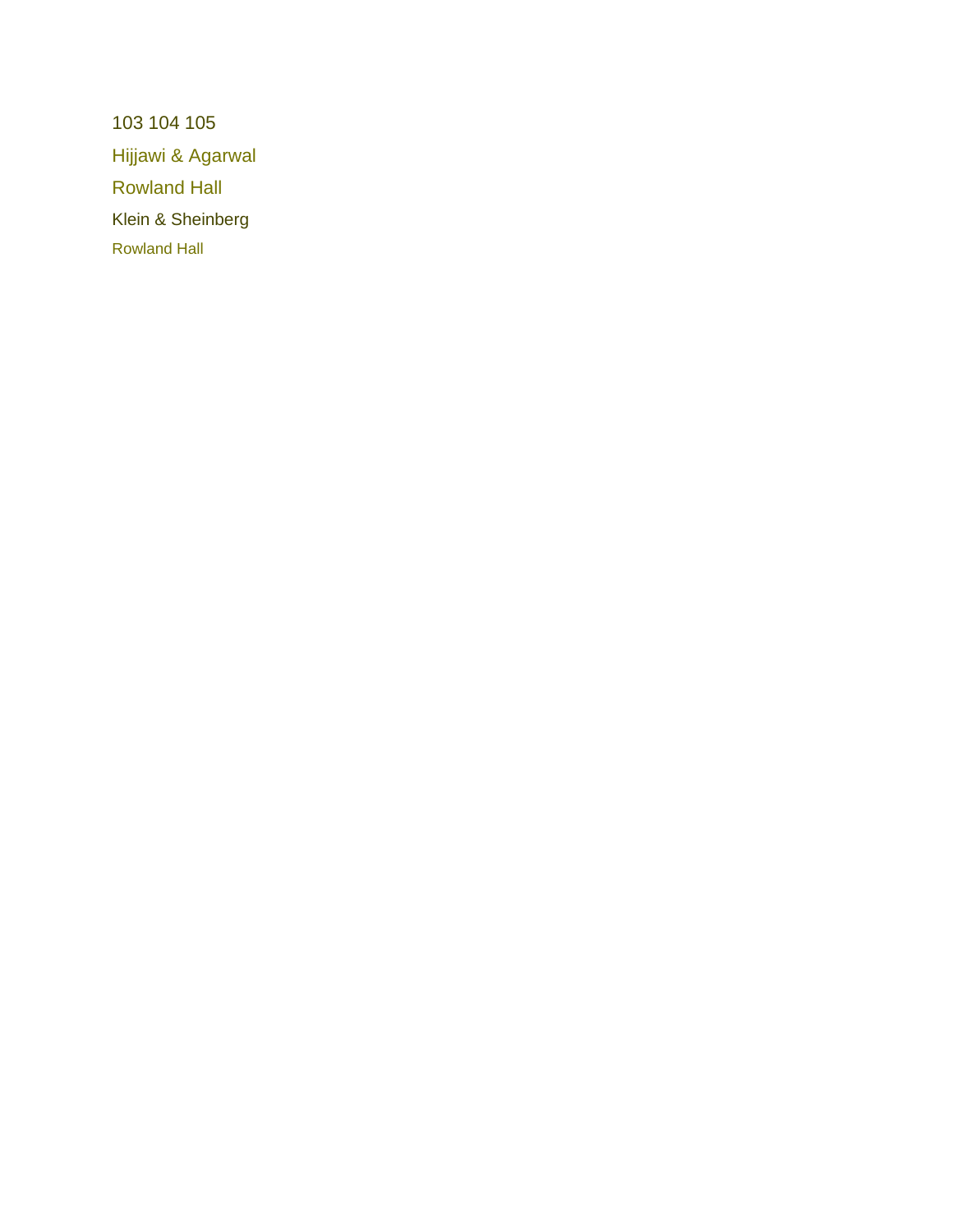103 104 105

Hijjawi & Agarwal

Rowland Hall

Klein & Sheinberg

Rowland Hall